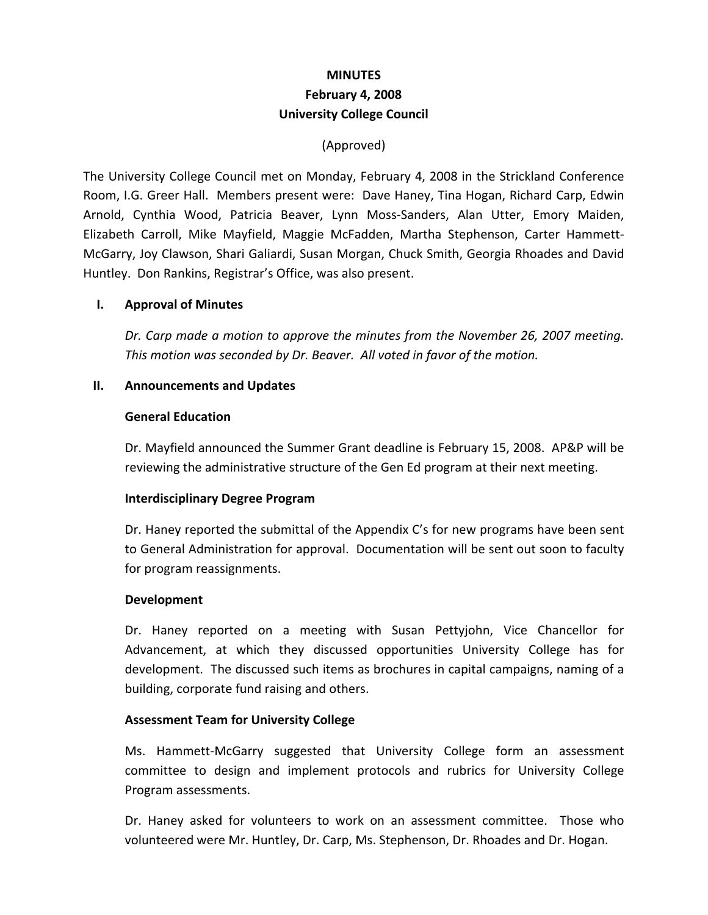**MINUTES**
**February 4, 2008**
**University College Council**

(Approved)

The University College Council met on Monday, February 4, 2008 in the Strickland Conference Room, I.G. Greer Hall. Members present were: Dave Haney, Tina Hogan, Richard Carp, Edwin Arnold, Cynthia Wood, Patricia Beaver, Lynn Moss-Sanders, Alan Utter, Emory Maiden, Elizabeth Carroll, Mike Mayfield, Maggie McFadden, Martha Stephenson, Carter Hammett-McGarry, Joy Clawson, Shari Galiardi, Susan Morgan, Chuck Smith, Georgia Rhoades and David Huntley. Don Rankins, Registrar's Office, was also present.

## I. Approval of Minutes

*Dr. Carp made a motion to approve the minutes from the November 26, 2007 meeting. This motion was seconded by Dr. Beaver. All voted in favor of the motion.*

## II. Announcements and Updates

### General Education

Dr. Mayfield announced the Summer Grant deadline is February 15, 2008. AP&P will be reviewing the administrative structure of the Gen Ed program at their next meeting.

### Interdisciplinary Degree Program

Dr. Haney reported the submittal of the Appendix C's for new programs have been sent to General Administration for approval. Documentation will be sent out soon to faculty for program reassignments.

### Development

Dr. Haney reported on a meeting with Susan Pettyjohn, Vice Chancellor for Advancement, at which they discussed opportunities University College has for development. The discussed such items as brochures in capital campaigns, naming of a building, corporate fund raising and others.

### Assessment Team for University College

Ms. Hammett-McGarry suggested that University College form an assessment committee to design and implement protocols and rubrics for University College Program assessments.

Dr. Haney asked for volunteers to work on an assessment committee. Those who volunteered were Mr. Huntley, Dr. Carp, Ms. Stephenson, Dr. Rhoades and Dr. Hogan.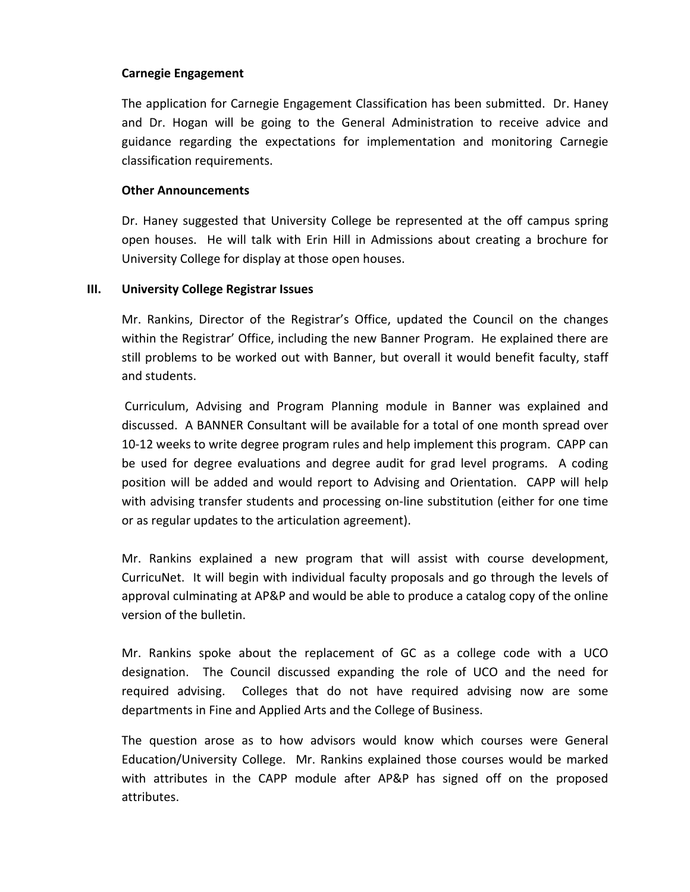**Carnegie Engagement**

The application for Carnegie Engagement Classification has been submitted. Dr. Haney and Dr. Hogan will be going to the General Administration to receive advice and guidance regarding the expectations for implementation and monitoring Carnegie classification requirements.

**Other Announcements**

Dr. Haney suggested that University College be represented at the off campus spring open houses. He will talk with Erin Hill in Admissions about creating a brochure for University College for display at those open houses.

## III. University College Registrar Issues

Mr. Rankins, Director of the Registrar's Office, updated the Council on the changes within the Registrar' Office, including the new Banner Program. He explained there are still problems to be worked out with Banner, but overall it would benefit faculty, staff and students.

Curriculum, Advising and Program Planning module in Banner was explained and discussed. A BANNER Consultant will be available for a total of one month spread over 10-12 weeks to write degree program rules and help implement this program. CAPP can be used for degree evaluations and degree audit for grad level programs. A coding position will be added and would report to Advising and Orientation. CAPP will help with advising transfer students and processing on-line substitution (either for one time or as regular updates to the articulation agreement).

Mr. Rankins explained a new program that will assist with course development, CurricuNet. It will begin with individual faculty proposals and go through the levels of approval culminating at AP&P and would be able to produce a catalog copy of the online version of the bulletin.

Mr. Rankins spoke about the replacement of GC as a college code with a UCO designation. The Council discussed expanding the role of UCO and the need for required advising. Colleges that do not have required advising now are some departments in Fine and Applied Arts and the College of Business.

The question arose as to how advisors would know which courses were General Education/University College. Mr. Rankins explained those courses would be marked with attributes in the CAPP module after AP&P has signed off on the proposed attributes.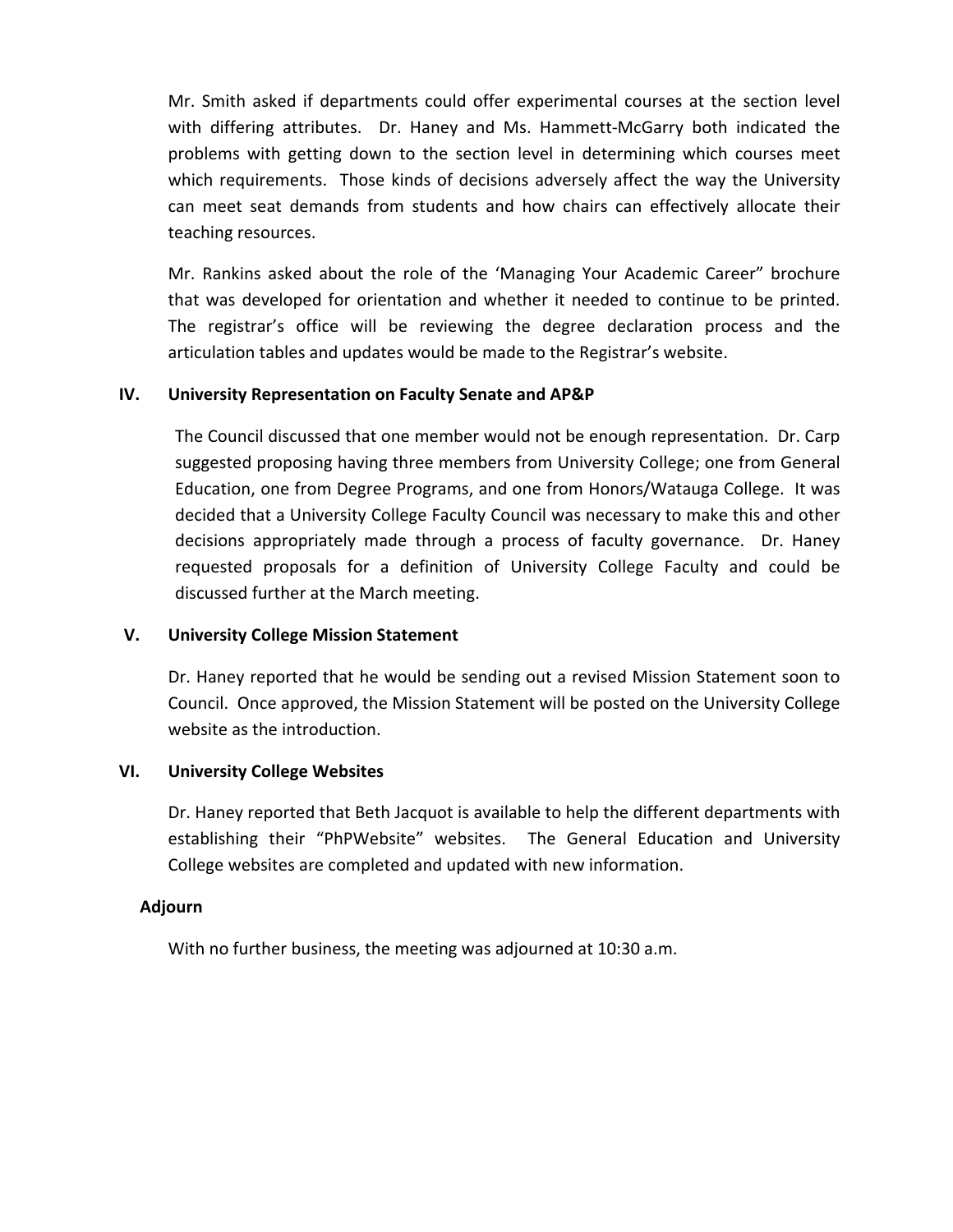Mr. Smith asked if departments could offer experimental courses at the section level with differing attributes. Dr. Haney and Ms. Hammett-McGarry both indicated the problems with getting down to the section level in determining which courses meet which requirements. Those kinds of decisions adversely affect the way the University can meet seat demands from students and how chairs can effectively allocate their teaching resources.

Mr. Rankins asked about the role of the 'Managing Your Academic Career" brochure that was developed for orientation and whether it needed to continue to be printed. The registrar's office will be reviewing the degree declaration process and the articulation tables and updates would be made to the Registrar's website.

## IV. University Representation on Faculty Senate and AP&P

The Council discussed that one member would not be enough representation. Dr. Carp suggested proposing having three members from University College; one from General Education, one from Degree Programs, and one from Honors/Watauga College. It was decided that a University College Faculty Council was necessary to make this and other decisions appropriately made through a process of faculty governance. Dr. Haney requested proposals for a definition of University College Faculty and could be discussed further at the March meeting.

## V. University College Mission Statement

Dr. Haney reported that he would be sending out a revised Mission Statement soon to Council. Once approved, the Mission Statement will be posted on the University College website as the introduction.

## VI. University College Websites

Dr. Haney reported that Beth Jacquot is available to help the different departments with establishing their "PhPWebsite" websites. The General Education and University College websites are completed and updated with new information.

## Adjourn

With no further business, the meeting was adjourned at 10:30 a.m.